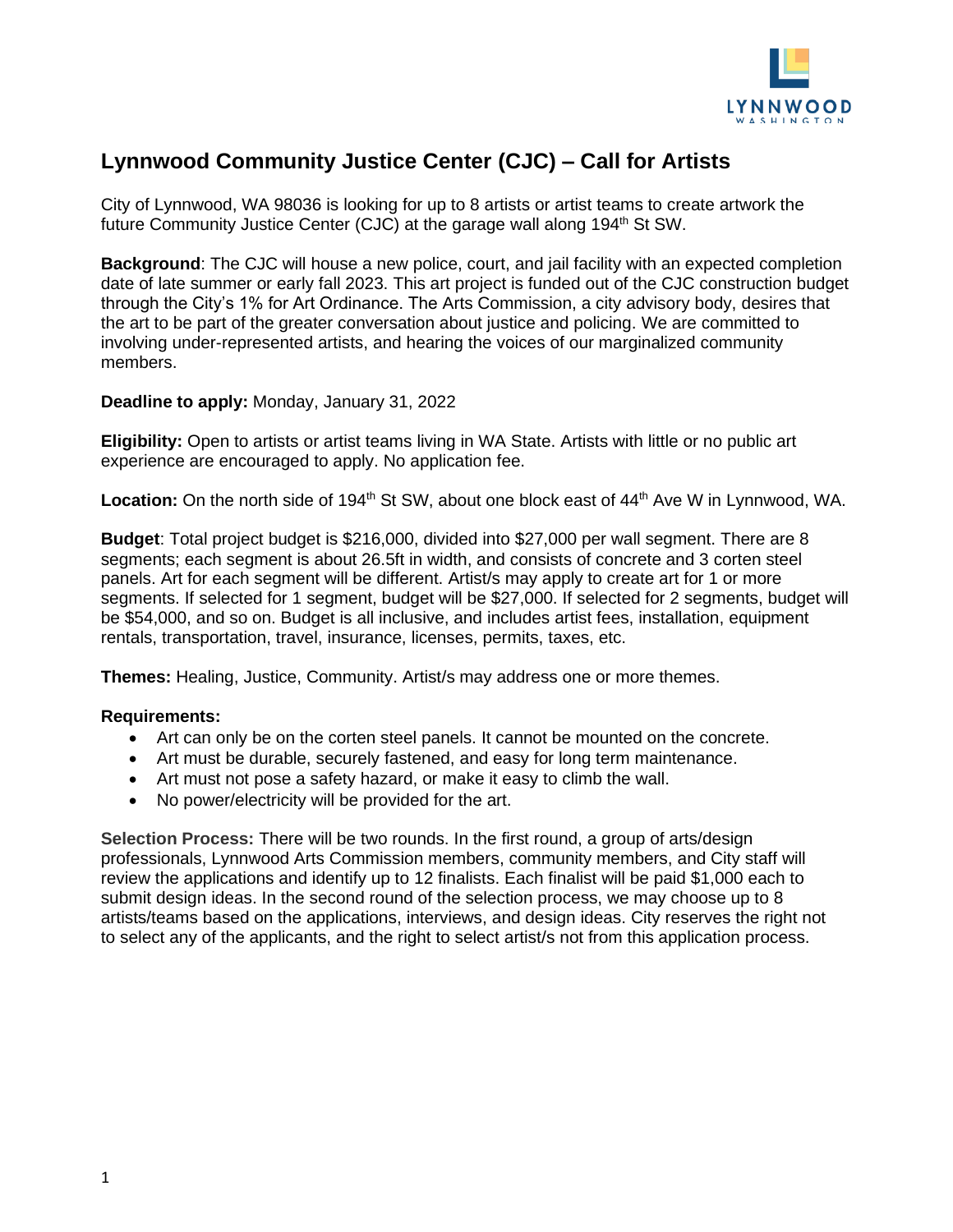# Lynnwood Community Justice Center (CJC) – Call for Artists

City of Lynnwood, WA 98036 is looking for up to 8 artists or artist teams to create artwork the future Community Justice Center (CJC) at the garage wall along 194th St SW.

**Background**: The CJC will house a new police, court, and jail facility with an expected completion date of late summer or early fall 2023. This art project is funded out of the CJC construction budget through the City's 1% for Art Ordinance. The Arts Commission, a city advisory body, desires that the art to be part of the greater conversation about justice and policing. We are committed to involving under-represented artists, and hearing the voices of our marginalized community members.

**Deadline to apply:** Monday, January 31, 2022

**Eligibility:** Open to artists or artist teams living in WA State. Artists with little or no public art experience are encouraged to apply. No application fee.

**Location:** On the north side of 194th St SW, about one block east of 44th Ave W in Lynnwood, WA.

**Budget**: Total project budget is $216,000, divided into $27,000 per wall segment. There are 8 segments; each segment is about 26.5ft in width, and consists of concrete and 3 corten steel panels. Art for each segment will be different. Artist/s may apply to create art for 1 or more segments. If selected for 1 segment, budget will be $27,000. If selected for 2 segments, budget will be $54,000, and so on. Budget is all inclusive, and includes artist fees, installation, equipment rentals, transportation, travel, insurance, licenses, permits, taxes, etc.

**Themes:** Healing, Justice, Community. Artist/s may address one or more themes.

**Requirements:**

- Art can only be on the corten steel panels. It cannot be mounted on the concrete.
- Art must be durable, securely fastened, and easy for long term maintenance.
- Art must not pose a safety hazard, or make it easy to climb the wall.
- No power/electricity will be provided for the art.

**Selection Process:** There will be two rounds. In the first round, a group of arts/design professionals, Lynnwood Arts Commission members, community members, and City staff will review the applications and identify up to 12 finalists. Each finalist will be paid $1,000 each to submit design ideas. In the second round of the selection process, we may choose up to 8 artists/teams based on the applications, interviews, and design ideas. City reserves the right not to select any of the applicants, and the right to select artist/s not from this application process.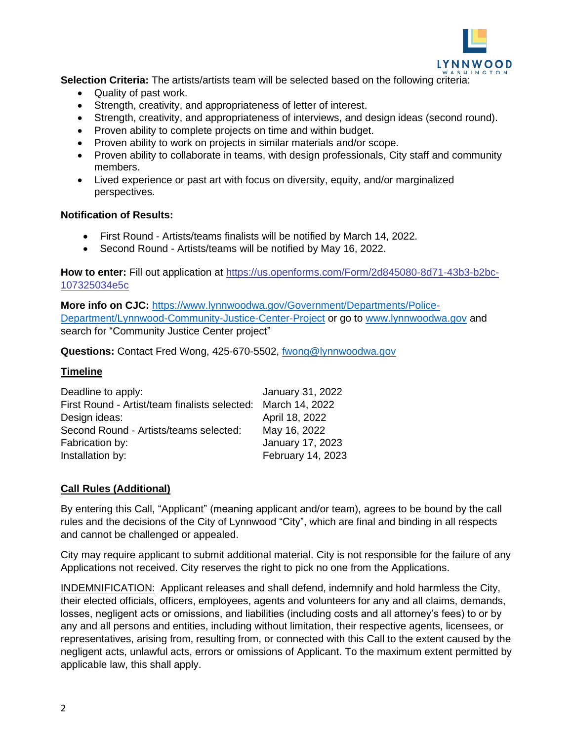**Selection Criteria:** The artists/artists team will be selected based on the following criteria:

- Quality of past work.
- Strength, creativity, and appropriateness of letter of interest.
- Strength, creativity, and appropriateness of interviews, and design ideas (second round).
- Proven ability to complete projects on time and within budget.
- Proven ability to work on projects in similar materials and/or scope.
- Proven ability to collaborate in teams, with design professionals, City staff and community members.
- Lived experience or past art with focus on diversity, equity, and/or marginalized perspectives.

**Notification of Results:**

- First Round - Artists/teams finalists will be notified by March 14, 2022.
- Second Round - Artists/teams will be notified by May 16, 2022.

**How to enter:** Fill out application at https://us.openforms.com/Form/2d845080-8d71-43b3-b2bc-107325034e5c

**More info on CJC:** https://www.lynnwoodwa.gov/Government/Departments/Police-Department/Lynnwood-Community-Justice-Center-Project or go to www.lynnwoodwa.gov and search for "Community Justice Center project"

**Questions:** Contact Fred Wong, 425-670-5502, fwong@lynnwoodwa.gov

## Timeline

| | |
|---|---|
| Deadline to apply: | January 31, 2022 |
| First Round - Artist/team finalists selected: | March 14, 2022 |
| Design ideas: | April 18, 2022 |
| Second Round - Artists/teams selected: | May 16, 2022 |
| Fabrication by: | January 17, 2023 |
| Installation by: | February 14, 2023 |

## Call Rules (Additional)

By entering this Call, "Applicant" (meaning applicant and/or team), agrees to be bound by the call rules and the decisions of the City of Lynnwood "City", which are final and binding in all respects and cannot be challenged or appealed.

City may require applicant to submit additional material. City is not responsible for the failure of any Applications not received. City reserves the right to pick no one from the Applications.

INDEMNIFICATION: Applicant releases and shall defend, indemnify and hold harmless the City, their elected officials, officers, employees, agents and volunteers for any and all claims, demands, losses, negligent acts or omissions, and liabilities (including costs and all attorney's fees) to or by any and all persons and entities, including without limitation, their respective agents, licensees, or representatives, arising from, resulting from, or connected with this Call to the extent caused by the negligent acts, unlawful acts, errors or omissions of Applicant. To the maximum extent permitted by applicable law, this shall apply.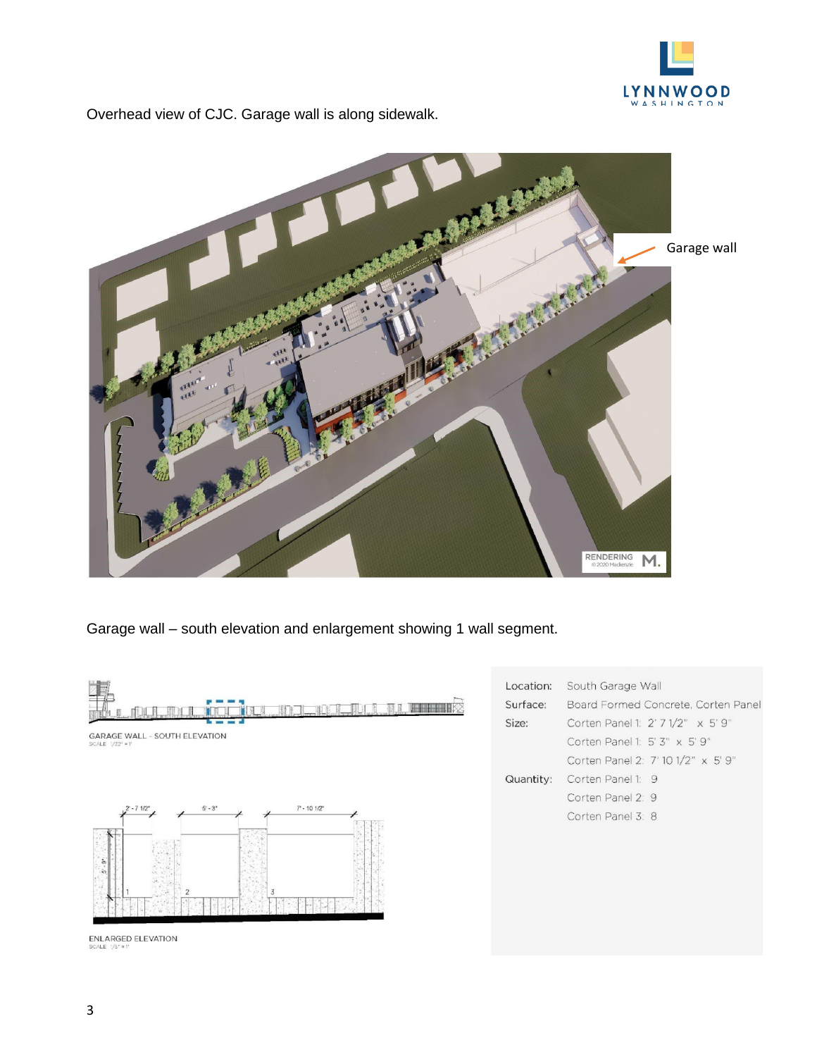Overhead view of CJC. Garage wall is along sidewalk.

Garage wall – south elevation and enlargement showing 1 wall segment.

| | |
|---|---|
| Location: | South Garage Wall |
| Surface: | Board Formed Concrete, Corten Panel |
| Size: | Corten Panel 1: 2' 7 1/2" x 5' 9" |
| | Corten Panel 1: 5' 3" x 5' 9" |
| | Corten Panel 2: 7' 10 1/2" x 5' 9" |
| Quantity: | Corten Panel 1: 9 |
| | Corten Panel 2: 9 |
| | Corten Panel 3: 8 |